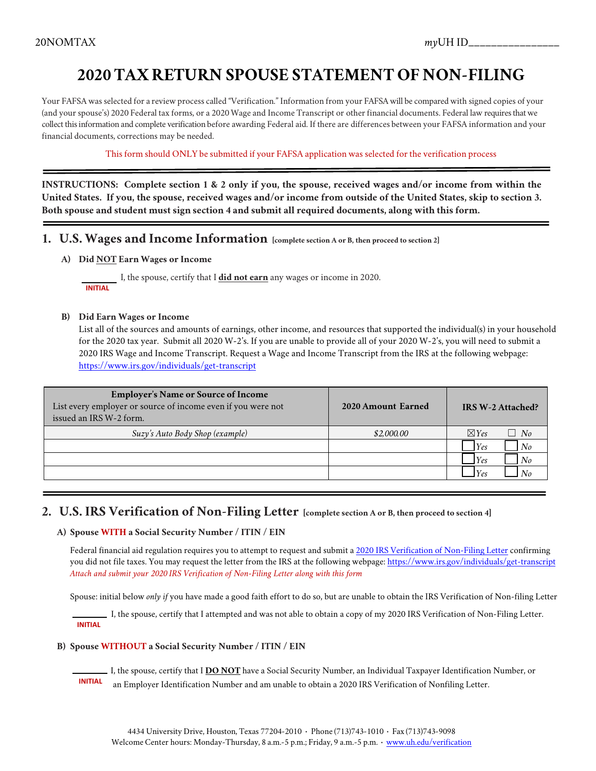20NOMTAX

*my*UH ID_______________

# 2020 TAX RETURN SPOUSE STATEMENT OF NON-FILING

Your FAFSA was selected for a review process called "Verification." Information from your FAFSA will be compared with signed copies of your (and your spouse's) 2020 Federal tax forms, or a 2020 Wage and Income Transcript or other financial documents. Federal law requires that we collect this information and complete verification before awarding Federal aid. If there are differences between your FAFSA information and your financial documents, corrections may be needed.

This form should ONLY be submitted if your FAFSA application was selected for the verification process

**INSTRUCTIONS: Complete section 1 & 2 only if you, the spouse, received wages and/or income from within the United States. If you, the spouse, received wages and/or income from outside of the United States, skip to section 3. Both spouse and student must sign section 4 and submit all required documents, along with this form.**

## 1. U.S. Wages and Income Information [complete section A or B, then proceed to section 2]

**A) Did NOT Earn Wages or Income**

________ I, the spouse, certify that I **did not earn** any wages or income in 2020.
INITIAL

**B) Did Earn Wages or Income**

List all of the sources and amounts of earnings, other income, and resources that supported the individual(s) in your household for the 2020 tax year. Submit all 2020 W-2's. If you are unable to provide all of your 2020 W-2's, you will need to submit a 2020 IRS Wage and Income Transcript. Request a Wage and Income Transcript from the IRS at the following webpage: https://www.irs.gov/individuals/get-transcript

| **Employer's Name or Source of Income** List every employer or source of income even if you were not issued an IRS W-2 form. | **2020 Amount Earned** | **IRS W-2 Attached?** |
|---|---|---|
| *Suzy's Auto Body Shop (example)* | *$2,000.00* | ☒ *Yes* ☐ *No* |
| | | ☐ *Yes* ☐ *No* |
| | | ☐ *Yes* ☐ *No* |
| | | ☐ *Yes* ☐ *No* |

## 2. U.S. IRS Verification of Non-Filing Letter [complete section A or B, then proceed to section 4]

**A) Spouse WITH a Social Security Number / ITIN / EIN**

Federal financial aid regulation requires you to attempt to request and submit a 2020 IRS Verification of Non-Filing Letter confirming you did not file taxes. You may request the letter from the IRS at the following webpage: https://www.irs.gov/individuals/get-transcript
*Attach and submit your 2020 IRS Verification of Non-Filing Letter along with this form*

Spouse: initial below *only if* you have made a good faith effort to do so, but are unable to obtain the IRS Verification of Non-filing Letter

________ I, the spouse, certify that I attempted and was not able to obtain a copy of my 2020 IRS Verification of Non-Filing Letter.
INITIAL

**B) Spouse WITHOUT a Social Security Number / ITIN / EIN**

________ I, the spouse, certify that I **DO NOT** have a Social Security Number, an Individual Taxpayer Identification Number, or an Employer Identification Number and am unable to obtain a 2020 IRS Verification of Nonfiling Letter.
INITIAL

4434 University Drive, Houston, Texas 77204-2010 • Phone (713)743-1010 • Fax (713)743-9098
Welcome Center hours: Monday-Thursday, 8 a.m.-5 p.m.; Friday, 9 a.m.-5 p.m. • www.uh.edu/verification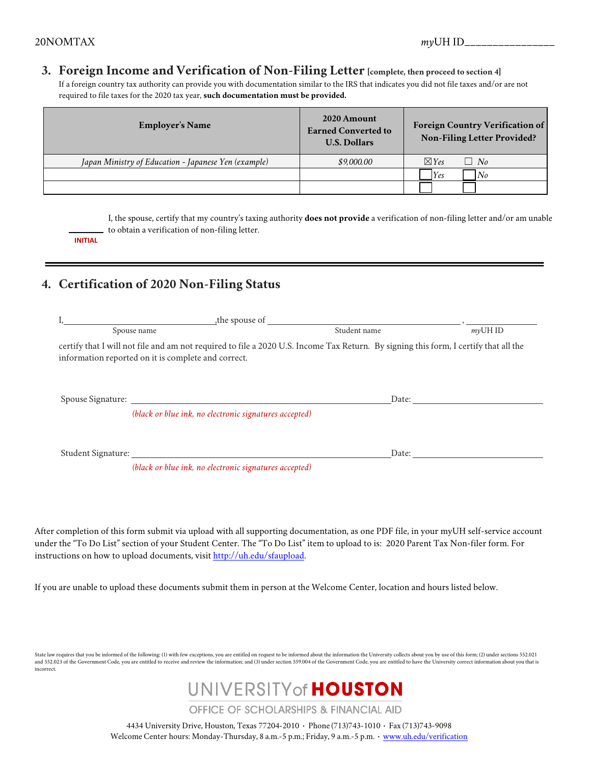20NOMTAX *my*UH ID_______________

## 3. Foreign Income and Verification of Non-Filing Letter [complete, then proceed to section 4]

If a foreign country tax authority can provide you with documentation similar to the IRS that indicates you did not file taxes and/or are not required to file taxes for the 2020 tax year, **such documentation must be provided.**

| Employer's Name | 2020 Amount Earned Converted to U.S. Dollars | Foreign Country Verification of Non-Filing Letter Provided? |
|---|---|---|
| *Japan Ministry of Education - Japanese Yen (example)* | *$9,000.00* | ☒ *Yes* ☐ *No* |
| | | ☐ *Yes* ☐ *No* |
| | | ☐ ☐ |

_________ I, the spouse, certify that my country's taxing authority **does not provide** a verification of non-filing letter and/or am unable to obtain a verification of non-filing letter.
INITIAL

## 4. Certification of 2020 Non-Filing Status

I, ______________________________ (Spouse name), the spouse of ______________________________ (Student name), ______________ (*my*UH ID)

certify that I will not file and am not required to file a 2020 U.S. Income Tax Return. By signing this form, I certify that all the information reported on it is complete and correct.

Spouse Signature: ______________________________ Date: ______________
*(black or blue ink, no electronic signatures accepted)*

Student Signature: ______________________________ Date: ______________
*(black or blue ink, no electronic signatures accepted)*

After completion of this form submit via upload with all supporting documentation, as one PDF file, in your myUH self-service account under the "To Do List" section of your Student Center. The "To Do List" item to upload to is: 2020 Parent Tax Non-filer form. For instructions on how to upload documents, visit http://uh.edu/sfaupload.

If you are unable to upload these documents submit them in person at the Welcome Center, location and hours listed below.

State law requires that you be informed of the following: (1) with few exceptions, you are entitled on request to be informed about the information the University collects about you by use of this form; (2) under sections 552.021 and 552.023 of the Government Code, you are entitled to receive and review the information; and (3) under section 559.004 of the Government Code, you are entitled to have the University correct information about you that is incorrect.

UNIVERSITY of HOUSTON
OFFICE OF SCHOLARSHIPS & FINANCIAL AID

4434 University Drive, Houston, Texas 77204-2010 · Phone (713)743-1010 · Fax (713)743-9098
Welcome Center hours: Monday-Thursday, 8 a.m.-5 p.m.; Friday, 9 a.m.-5 p.m. · www.uh.edu/verification